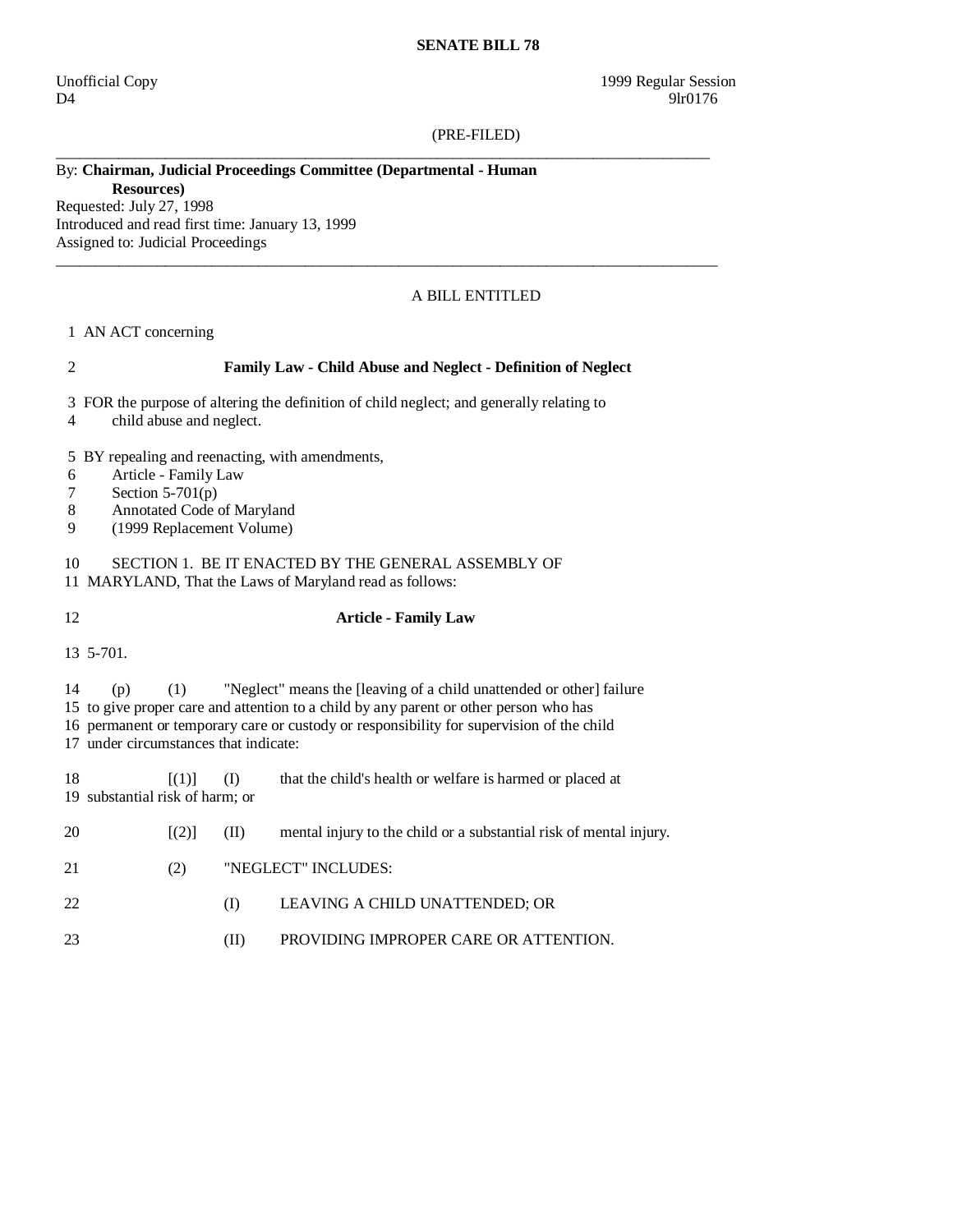**SENATE BILL 78**

Unofficial Copy 1999 Regular Session
D4 9lr0176

(PRE-FILED)

---

By: **Chairman, Judicial Proceedings Committee (Departmental - Human Resources)**
Requested: July 27, 1998
Introduced and read first time: January 13, 1999
Assigned to: Judicial Proceedings

---

A BILL ENTITLED

1 AN ACT concerning

2 **Family Law - Child Abuse and Neglect - Definition of Neglect**

3 FOR the purpose of altering the definition of child neglect; and generally relating to
4 child abuse and neglect.

5 BY repealing and reenacting, with amendments,
6 Article - Family Law
7 Section 5-701(p)
8 Annotated Code of Maryland
9 (1999 Replacement Volume)

10 SECTION 1. BE IT ENACTED BY THE GENERAL ASSEMBLY OF
11 MARYLAND, That the Laws of Maryland read as follows:

12 **Article - Family Law**

13 5-701.

14 (p) (1) "Neglect" means the [leaving of a child unattended or other] failure
15 to give proper care and attention to a child by any parent or other person who has
16 permanent or temporary care or custody or responsibility for supervision of the child
17 under circumstances that indicate:

18 [(1)] (I) that the child's health or welfare is harmed or placed at
19 substantial risk of harm; or

20 [(2)] (II) mental injury to the child or a substantial risk of mental injury.

21 (2) "NEGLECT" INCLUDES:

22 (I) LEAVING A CHILD UNATTENDED; OR

23 (II) PROVIDING IMPROPER CARE OR ATTENTION.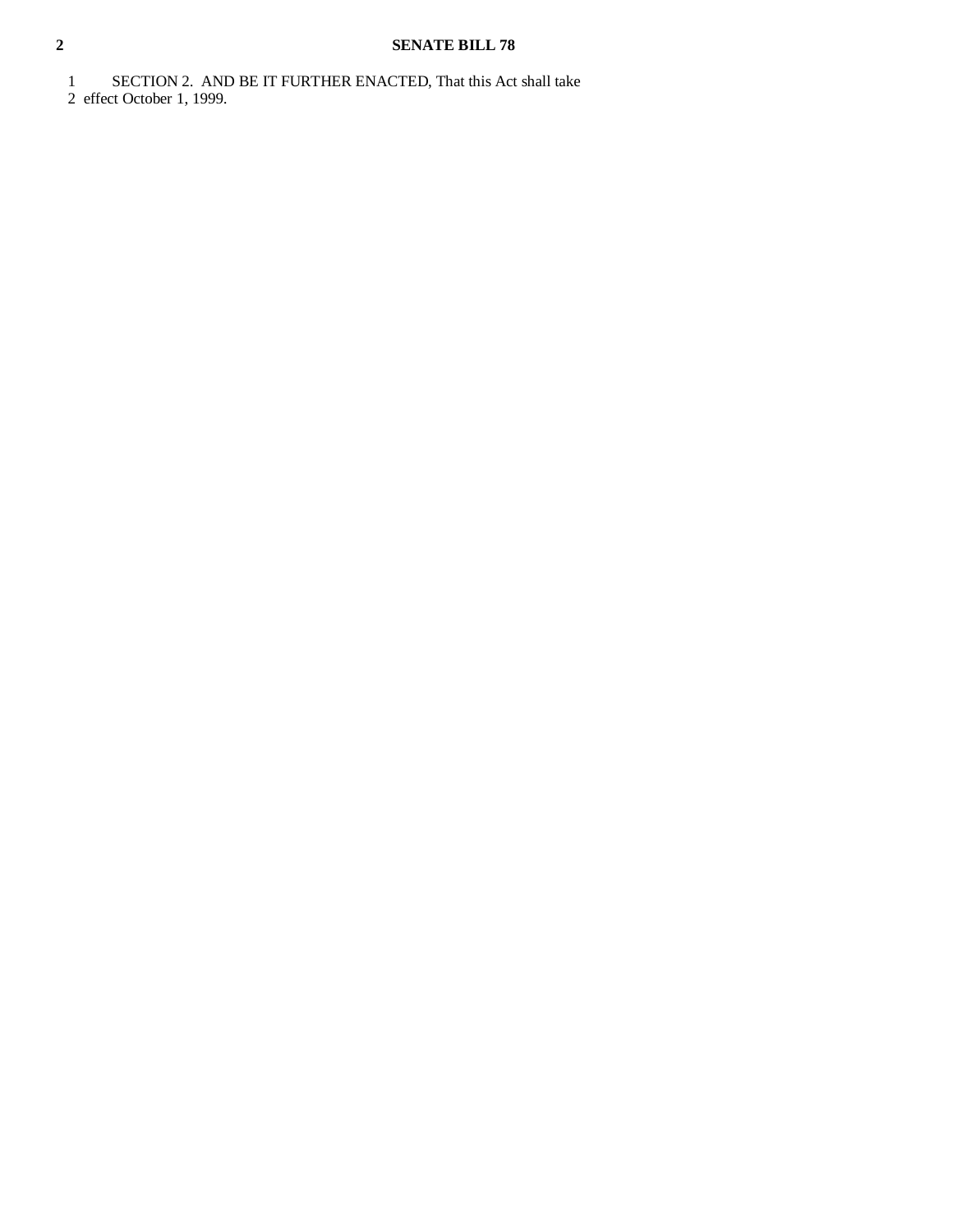SECTION 2. AND BE IT FURTHER ENACTED, That this Act shall take effect October 1, 1999.